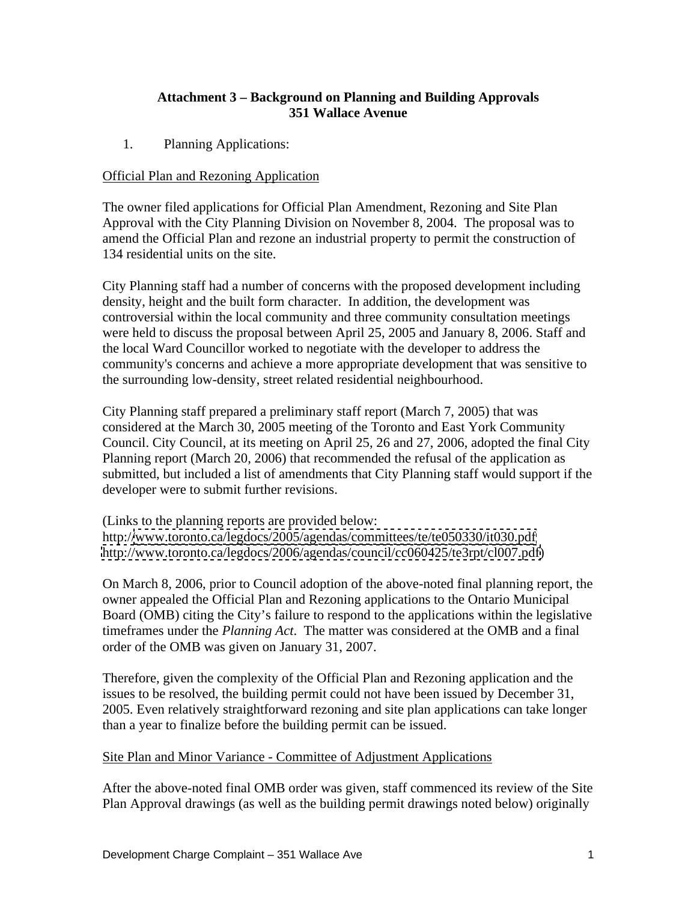# Attachment 3 – Background on Planning and Building Approvals
## 351 Wallace Avenue

1. Planning Applications:

Official Plan and Rezoning Application

The owner filed applications for Official Plan Amendment, Rezoning and Site Plan Approval with the City Planning Division on November 8, 2004. The proposal was to amend the Official Plan and rezone an industrial property to permit the construction of 134 residential units on the site.

City Planning staff had a number of concerns with the proposed development including density, height and the built form character. In addition, the development was controversial within the local community and three community consultation meetings were held to discuss the proposal between April 25, 2005 and January 8, 2006. Staff and the local Ward Councillor worked to negotiate with the developer to address the community's concerns and achieve a more appropriate development that was sensitive to the surrounding low-density, street related residential neighbourhood.

City Planning staff prepared a preliminary staff report (March 7, 2005) that was considered at the March 30, 2005 meeting of the Toronto and East York Community Council. City Council, at its meeting on April 25, 26 and 27, 2006, adopted the final City Planning report (March 20, 2006) that recommended the refusal of the application as submitted, but included a list of amendments that City Planning staff would support if the developer were to submit further revisions.

(Links to the planning reports are provided below:
http://www.toronto.ca/legdocs/2005/agendas/committees/te/te050330/it030.pdf
http://www.toronto.ca/legdocs/2006/agendas/council/cc060425/te3rpt/cl007.pdf)

On March 8, 2006, prior to Council adoption of the above-noted final planning report, the owner appealed the Official Plan and Rezoning applications to the Ontario Municipal Board (OMB) citing the City's failure to respond to the applications within the legislative timeframes under the *Planning Act*. The matter was considered at the OMB and a final order of the OMB was given on January 31, 2007.

Therefore, given the complexity of the Official Plan and Rezoning application and the issues to be resolved, the building permit could not have been issued by December 31, 2005. Even relatively straightforward rezoning and site plan applications can take longer than a year to finalize before the building permit can be issued.

Site Plan and Minor Variance - Committee of Adjustment Applications

After the above-noted final OMB order was given, staff commenced its review of the Site Plan Approval drawings (as well as the building permit drawings noted below) originally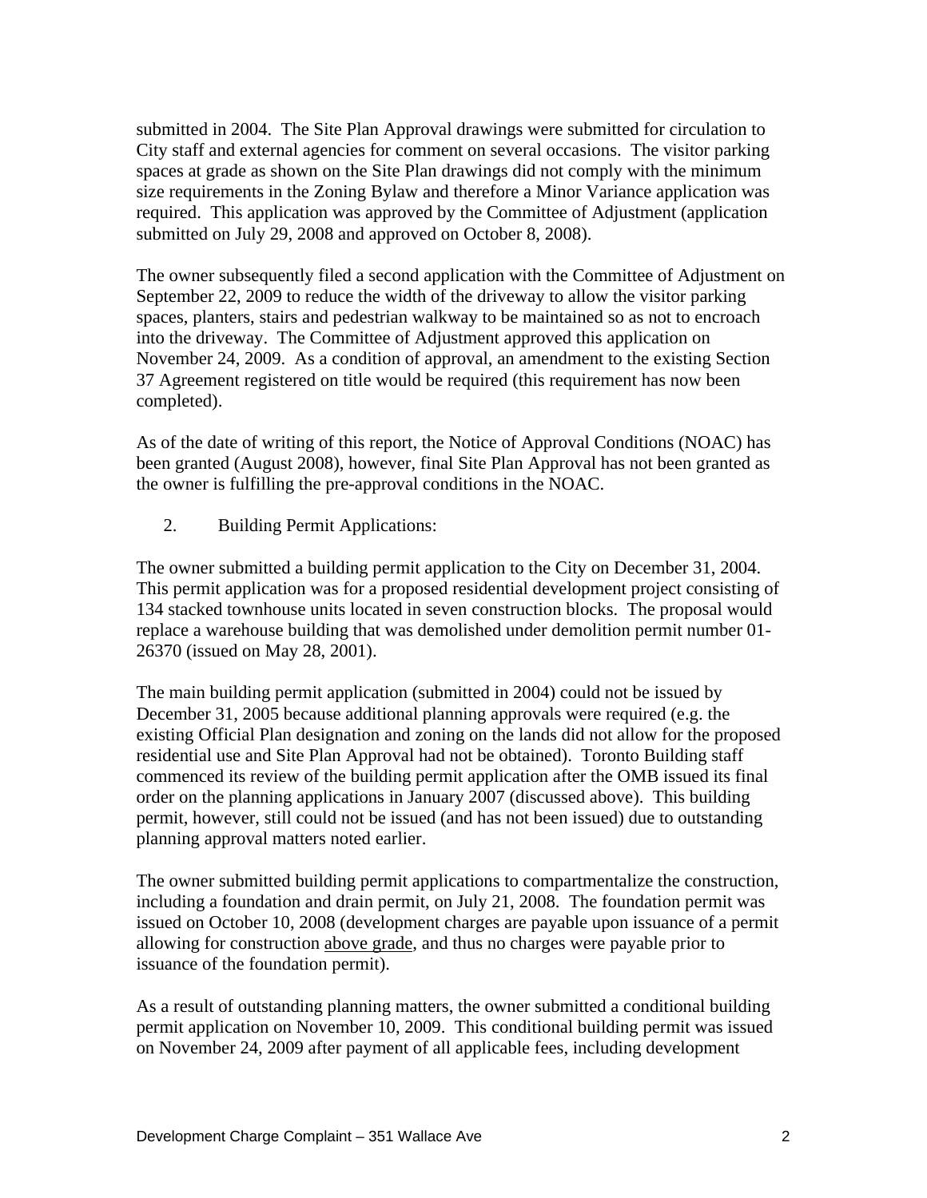submitted in 2004. The Site Plan Approval drawings were submitted for circulation to City staff and external agencies for comment on several occasions. The visitor parking spaces at grade as shown on the Site Plan drawings did not comply with the minimum size requirements in the Zoning Bylaw and therefore a Minor Variance application was required. This application was approved by the Committee of Adjustment (application submitted on July 29, 2008 and approved on October 8, 2008).

The owner subsequently filed a second application with the Committee of Adjustment on September 22, 2009 to reduce the width of the driveway to allow the visitor parking spaces, planters, stairs and pedestrian walkway to be maintained so as not to encroach into the driveway. The Committee of Adjustment approved this application on November 24, 2009. As a condition of approval, an amendment to the existing Section 37 Agreement registered on title would be required (this requirement has now been completed).

As of the date of writing of this report, the Notice of Approval Conditions (NOAC) has been granted (August 2008), however, final Site Plan Approval has not been granted as the owner is fulfilling the pre-approval conditions in the NOAC.

2. Building Permit Applications:

The owner submitted a building permit application to the City on December 31, 2004. This permit application was for a proposed residential development project consisting of 134 stacked townhouse units located in seven construction blocks. The proposal would replace a warehouse building that was demolished under demolition permit number 01-26370 (issued on May 28, 2001).

The main building permit application (submitted in 2004) could not be issued by December 31, 2005 because additional planning approvals were required (e.g. the existing Official Plan designation and zoning on the lands did not allow for the proposed residential use and Site Plan Approval had not be obtained). Toronto Building staff commenced its review of the building permit application after the OMB issued its final order on the planning applications in January 2007 (discussed above). This building permit, however, still could not be issued (and has not been issued) due to outstanding planning approval matters noted earlier.

The owner submitted building permit applications to compartmentalize the construction, including a foundation and drain permit, on July 21, 2008. The foundation permit was issued on October 10, 2008 (development charges are payable upon issuance of a permit allowing for construction <u>above grade</u>, and thus no charges were payable prior to issuance of the foundation permit).

As a result of outstanding planning matters, the owner submitted a conditional building permit application on November 10, 2009. This conditional building permit was issued on November 24, 2009 after payment of all applicable fees, including development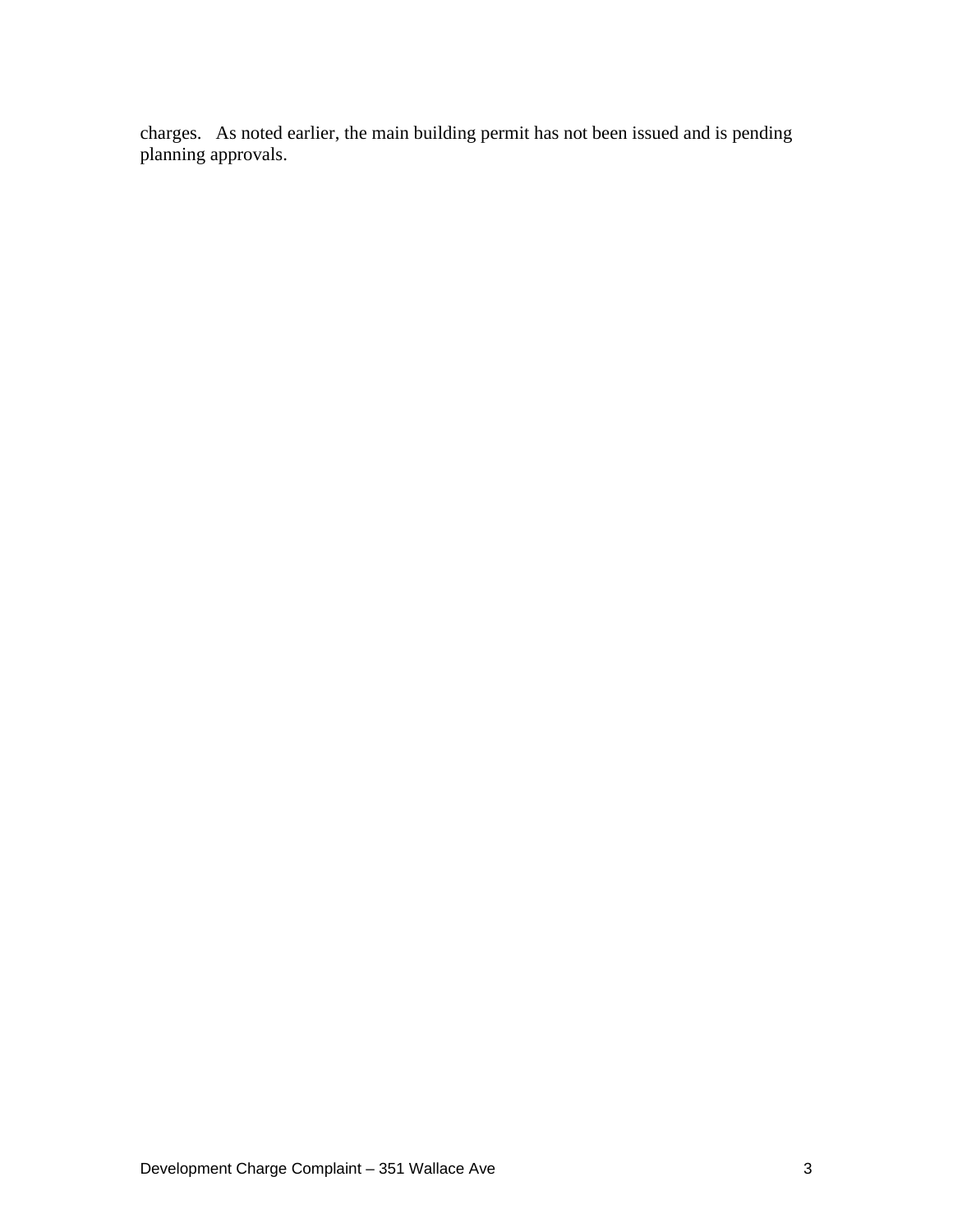charges. As noted earlier, the main building permit has not been issued and is pending planning approvals.